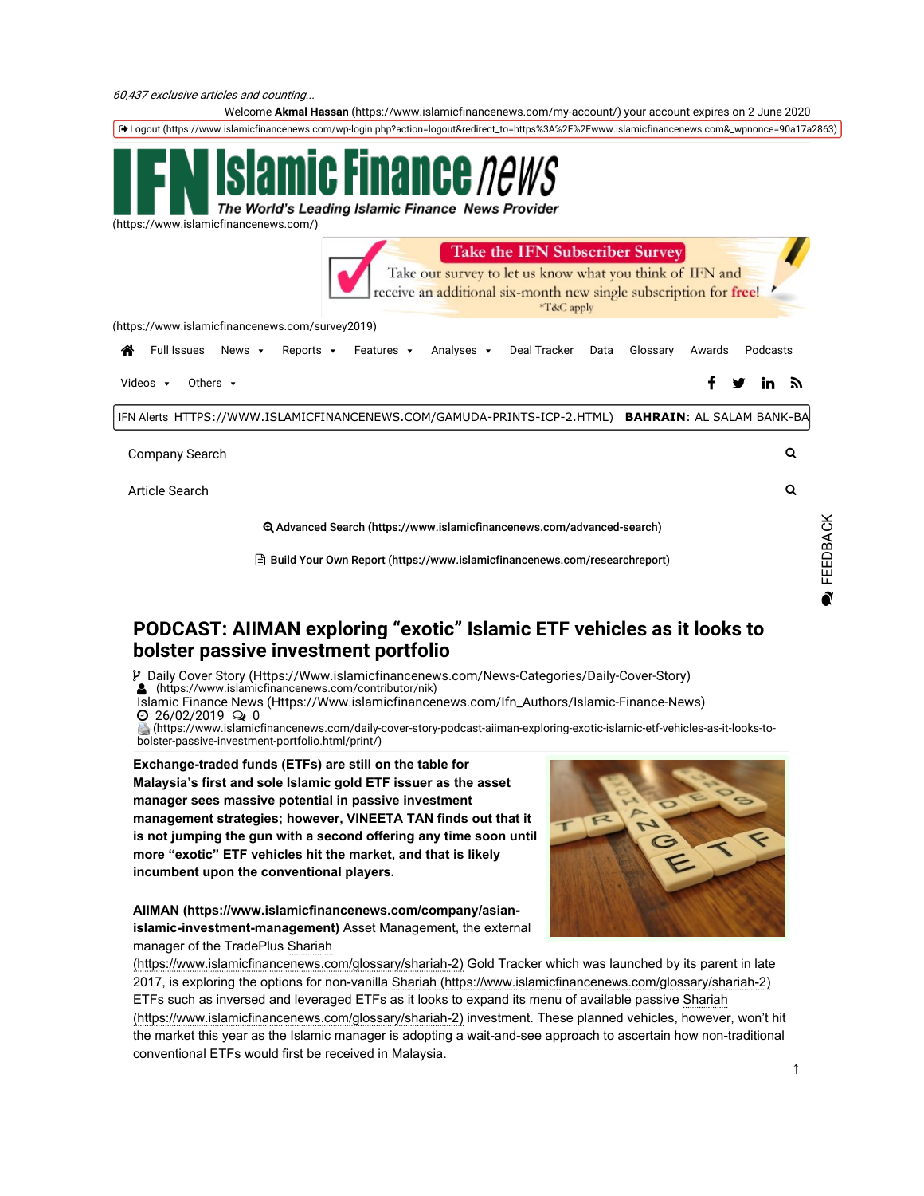*60,437 exclusive articles and counting...*

Welcome **Akmal Hassan** (https://www.islamicfinancenews.com/my-account/) your account expires on 2 June 2020

Logout (https://www.islamicfinancenews.com/wp-login.php?action=logout&redirect_to=https%3A%2F%2Fwww.islamicfinancenews.com&_wpnonce=90a17a2863)

**IFN Islamic Finance news** — *The World's Leading Islamic Finance News Provider*

(https://www.islamicfinancenews.com/)

**Take the IFN Subscriber Survey**
Take our survey to let us know what you think of IFN and receive an additional six-month new single subscription for free!
*T&C apply

(https://www.islamicfinancenews.com/survey2019)

Full Issues | News | Reports | Features | Analyses | Deal Tracker | Data | Glossary | Awards | Podcasts

Videos | Others

IFN Alerts HTTPS://WWW.ISLAMICFINANCENEWS.COM/GAMUDA-PRINTS-ICP-2.HTML) **BAHRAIN**: AL SALAM BANK-BA

Company Search

Article Search

Advanced Search (https://www.islamicfinancenews.com/advanced-search)

Build Your Own Report (https://www.islamicfinancenews.com/researchreport)

FEEDBACK

# PODCAST: AIIMAN exploring "exotic" Islamic ETF vehicles as it looks to bolster passive investment portfolio

Daily Cover Story (Https://Www.islamicfinancenews.com/News-Categories/Daily-Cover-Story)
(https://www.islamicfinancenews.com/contributor/nik)
Islamic Finance News (Https://Www.islamicfinancenews.com/Ifn_Authors/Islamic-Finance-News)
26/02/2019 0
(https://www.islamicfinancenews.com/daily-cover-story-podcast-aiiman-exploring-exotic-islamic-etf-vehicles-as-it-looks-to-bolster-passive-investment-portfolio.html/print/)

**Exchange-traded funds (ETFs) are still on the table for Malaysia's first and sole Islamic gold ETF issuer as the asset manager sees massive potential in passive investment management strategies; however, VINEETA TAN finds out that it is not jumping the gun with a second offering any time soon until more "exotic" ETF vehicles hit the market, and that is likely incumbent upon the conventional players.**

**AIIMAN (https://www.islamicfinancenews.com/company/asian-islamic-investment-management)** Asset Management, the external manager of the TradePlus Shariah (https://www.islamicfinancenews.com/glossary/shariah-2) Gold Tracker which was launched by its parent in late 2017, is exploring the options for non-vanilla Shariah (https://www.islamicfinancenews.com/glossary/shariah-2) ETFs such as inversed and leveraged ETFs as it looks to expand its menu of available passive Shariah (https://www.islamicfinancenews.com/glossary/shariah-2) investment. These planned vehicles, however, won't hit the market this year as the Islamic manager is adopting a wait-and-see approach to ascertain how non-traditional conventional ETFs would first be received in Malaysia.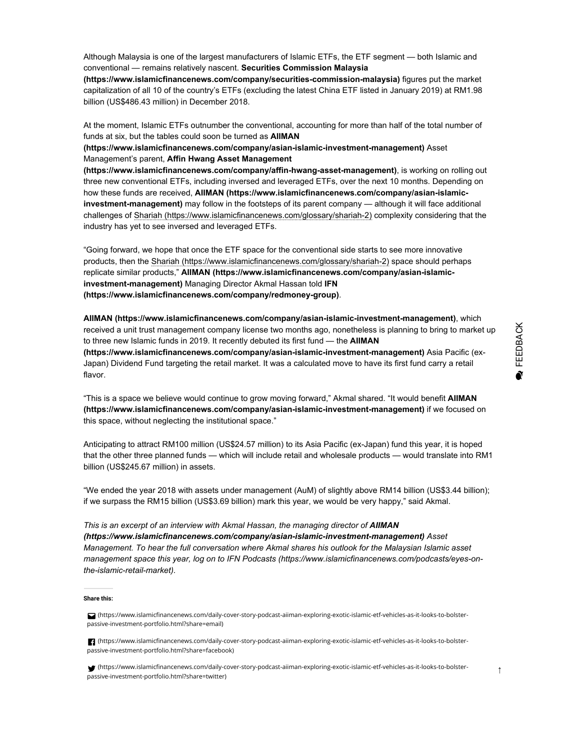Although Malaysia is one of the largest manufacturers of Islamic ETFs, the ETF segment — both Islamic and conventional — remains relatively nascent. **Securities Commission Malaysia (https://www.islamicfinancenews.com/company/securities-commission-malaysia)** figures put the market capitalization of all 10 of the country's ETFs (excluding the latest China ETF listed in January 2019) at RM1.98 billion (US$486.43 million) in December 2018.

At the moment, Islamic ETFs outnumber the conventional, accounting for more than half of the total number of funds at six, but the tables could soon be turned as **AIIMAN (https://www.islamicfinancenews.com/company/asian-islamic-investment-management)** Asset Management's parent, **Affin Hwang Asset Management (https://www.islamicfinancenews.com/company/affin-hwang-asset-management)**, is working on rolling out three new conventional ETFs, including inversed and leveraged ETFs, over the next 10 months. Depending on how these funds are received, **AIIMAN (https://www.islamicfinancenews.com/company/asian-islamic-investment-management)** may follow in the footsteps of its parent company — although it will face additional challenges of Shariah (https://www.islamicfinancenews.com/glossary/shariah-2) complexity considering that the industry has yet to see inversed and leveraged ETFs.

"Going forward, we hope that once the ETF space for the conventional side starts to see more innovative products, then the Shariah (https://www.islamicfinancenews.com/glossary/shariah-2) space should perhaps replicate similar products," **AIIMAN (https://www.islamicfinancenews.com/company/asian-islamic-investment-management)** Managing Director Akmal Hassan told **IFN (https://www.islamicfinancenews.com/company/redmoney-group)**.

**AIIMAN (https://www.islamicfinancenews.com/company/asian-islamic-investment-management)**, which received a unit trust management company license two months ago, nonetheless is planning to bring to market up to three new Islamic funds in 2019. It recently debuted its first fund — the **AIIMAN (https://www.islamicfinancenews.com/company/asian-islamic-investment-management)** Asia Pacific (ex-Japan) Dividend Fund targeting the retail market. It was a calculated move to have its first fund carry a retail flavor.

"This is a space we believe would continue to grow moving forward," Akmal shared. "It would benefit **AIIMAN (https://www.islamicfinancenews.com/company/asian-islamic-investment-management)** if we focused on this space, without neglecting the institutional space."

Anticipating to attract RM100 million (US$24.57 million) to its Asia Pacific (ex-Japan) fund this year, it is hoped that the other three planned funds — which will include retail and wholesale products — would translate into RM1 billion (US$245.67 million) in assets.

"We ended the year 2018 with assets under management (AuM) of slightly above RM14 billion (US$3.44 billion); if we surpass the RM15 billion (US$3.69 billion) mark this year, we would be very happy," said Akmal.

*This is an excerpt of an interview with Akmal Hassan, the managing director of **AIIMAN (https://www.islamicfinancenews.com/company/asian-islamic-investment-management)** Asset Management. To hear the full conversation where Akmal shares his outlook for the Malaysian Islamic asset management space this year, log on to IFN Podcasts (https://www.islamicfinancenews.com/podcasts/eyes-on-the-islamic-retail-market).*

**Share this:**

(https://www.islamicfinancenews.com/daily-cover-story-podcast-aiiman-exploring-exotic-islamic-etf-vehicles-as-it-looks-to-bolster-passive-investment-portfolio.html?share=email)

(https://www.islamicfinancenews.com/daily-cover-story-podcast-aiiman-exploring-exotic-islamic-etf-vehicles-as-it-looks-to-bolster-passive-investment-portfolio.html?share=facebook)

(https://www.islamicfinancenews.com/daily-cover-story-podcast-aiiman-exploring-exotic-islamic-etf-vehicles-as-it-looks-to-bolster-passive-investment-portfolio.html?share=twitter)